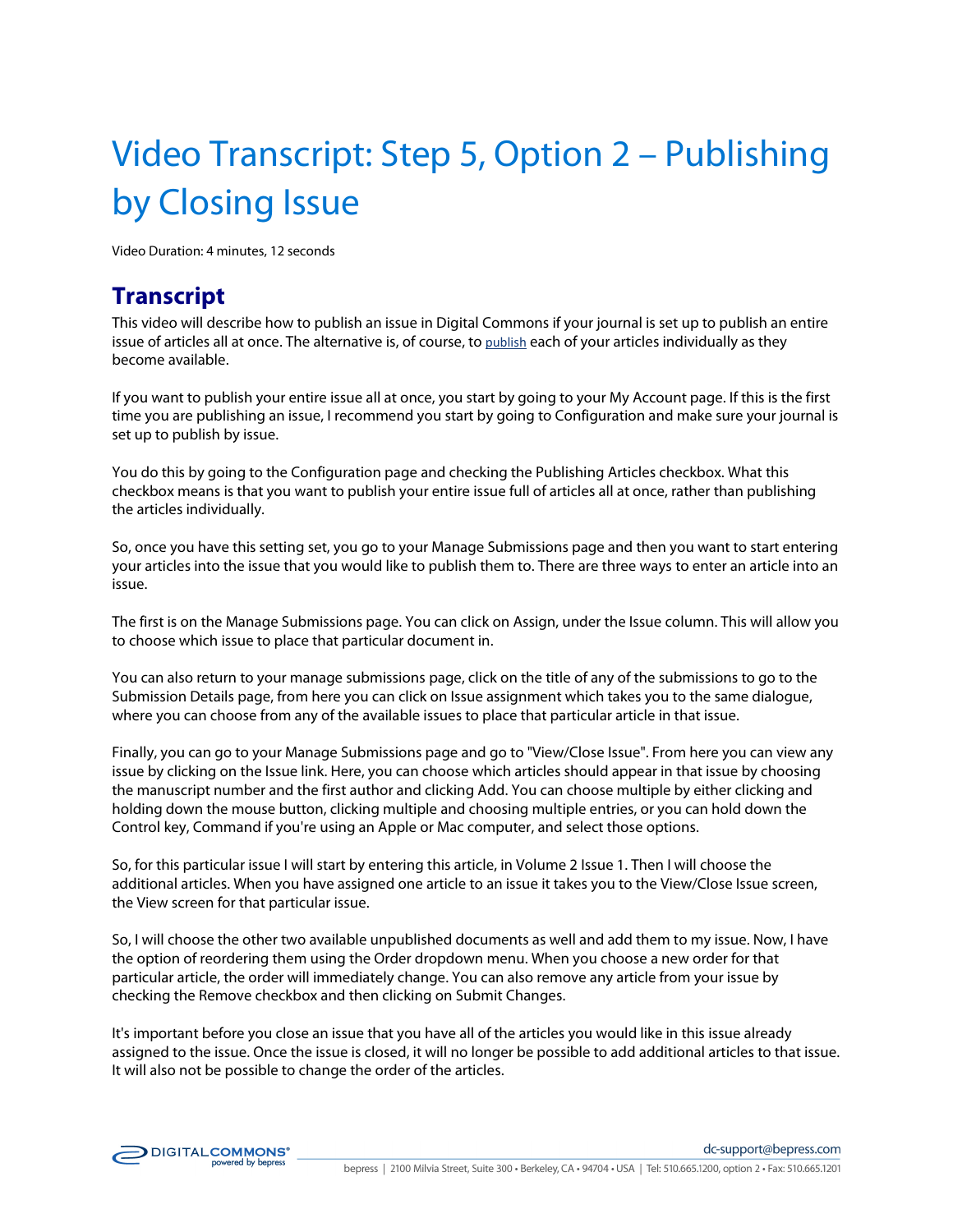# Video Transcript: Step 5, Option 2 – Publishing by Closing Issue

Video Duration: 4 minutes, 12 seconds

## Transcript

This video will describe how to publish an issue in Digital Commons if your journal is set up to publish an entire issue of articles all at once. The alternative is, of course, to publish each of your articles individually as they become available.

If you want to publish your entire issue all at once, you start by going to your My Account page. If this is the first time you are publishing an issue, I recommend you start by going to Configuration and make sure your journal is set up to publish by issue.

You do this by going to the Configuration page and checking the Publishing Articles checkbox. What this checkbox means is that you want to publish your entire issue full of articles all at once, rather than publishing the articles individually.

So, once you have this setting set, you go to your Manage Submissions page and then you want to start entering your articles into the issue that you would like to publish them to. There are three ways to enter an article into an issue.

The first is on the Manage Submissions page. You can click on Assign, under the Issue column. This will allow you to choose which issue to place that particular document in.

You can also return to your manage submissions page, click on the title of any of the submissions to go to the Submission Details page, from here you can click on Issue assignment which takes you to the same dialogue, where you can choose from any of the available issues to place that particular article in that issue.

Finally, you can go to your Manage Submissions page and go to "View/Close Issue". From here you can view any issue by clicking on the Issue link. Here, you can choose which articles should appear in that issue by choosing the manuscript number and the first author and clicking Add. You can choose multiple by either clicking and holding down the mouse button, clicking multiple and choosing multiple entries, or you can hold down the Control key, Command if you're using an Apple or Mac computer, and select those options.

So, for this particular issue I will start by entering this article, in Volume 2 Issue 1. Then I will choose the additional articles. When you have assigned one article to an issue it takes you to the View/Close Issue screen, the View screen for that particular issue.

So, I will choose the other two available unpublished documents as well and add them to my issue. Now, I have the option of reordering them using the Order dropdown menu. When you choose a new order for that particular article, the order will immediately change. You can also remove any article from your issue by checking the Remove checkbox and then clicking on Submit Changes.

It's important before you close an issue that you have all of the articles you would like in this issue already assigned to the issue. Once the issue is closed, it will no longer be possible to add additional articles to that issue. It will also not be possible to change the order of the articles.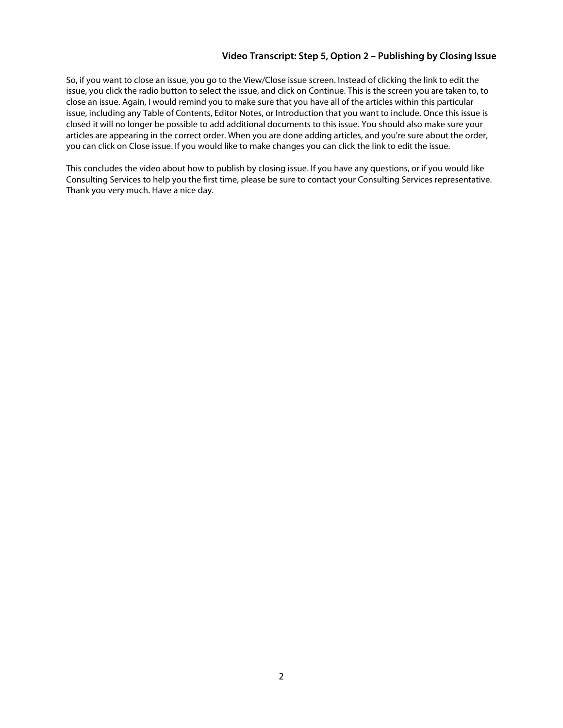### Video Transcript: Step 5, Option 2 – Publishing by Closing Issue

So, if you want to close an issue, you go to the View/Close issue screen. Instead of clicking the link to edit the issue, you click the radio button to select the issue, and click on Continue. This is the screen you are taken to, to close an issue. Again, I would remind you to make sure that you have all of the articles within this particular issue, including any Table of Contents, Editor Notes, or Introduction that you want to include. Once this issue is closed it will no longer be possible to add additional documents to this issue. You should also make sure your articles are appearing in the correct order. When you are done adding articles, and you're sure about the order, you can click on Close issue. If you would like to make changes you can click the link to edit the issue.

This concludes the video about how to publish by closing issue. If you have any questions, or if you would like Consulting Services to help you the first time, please be sure to contact your Consulting Services representative. Thank you very much. Have a nice day.